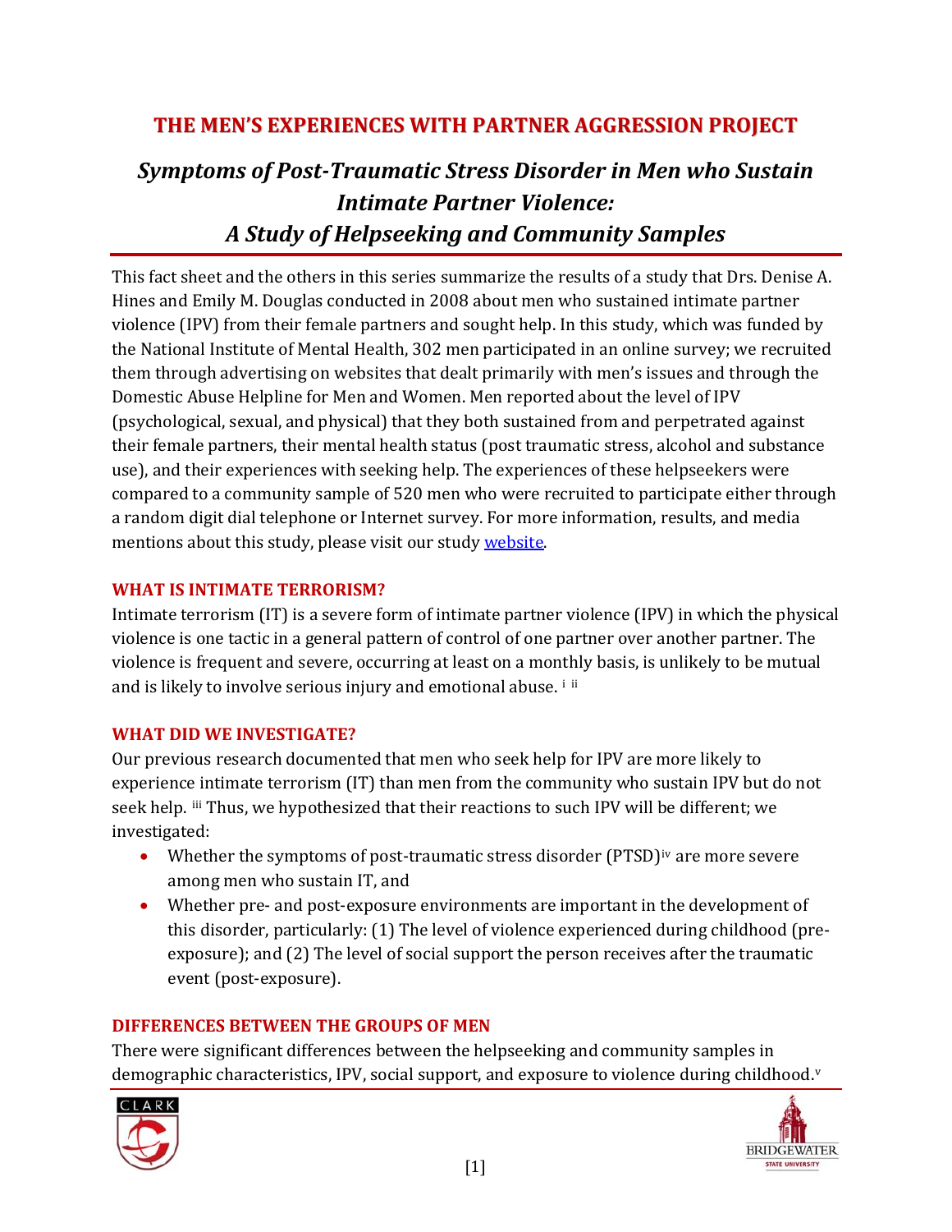# THE MEN'S EXPERIENCES WITH PARTNER AGGRESSION PROJECT

## *Symptoms of Post-Traumatic Stress Disorder in Men who Sustain Intimate Partner Violence: A Study of Helpseeking and Community Samples*

This fact sheet and the others in this series summarize the results of a study that Drs. Denise A. Hines and Emily M. Douglas conducted in 2008 about men who sustained intimate partner violence (IPV) from their female partners and sought help. In this study, which was funded by the National Institute of Mental Health, 302 men participated in an online survey; we recruited them through advertising on websites that dealt primarily with men's issues and through the Domestic Abuse Helpline for Men and Women. Men reported about the level of IPV (psychological, sexual, and physical) that they both sustained from and perpetrated against their female partners, their mental health status (post traumatic stress, alcohol and substance use), and their experiences with seeking help. The experiences of these helpseekers were compared to a community sample of 520 men who were recruited to participate either through a random digit dial telephone or Internet survey. For more information, results, and media mentions about this study, please visit our study website.

### WHAT IS INTIMATE TERRORISM?

Intimate terrorism (IT) is a severe form of intimate partner violence (IPV) in which the physical violence is one tactic in a general pattern of control of one partner over another partner. The violence is frequent and severe, occurring at least on a monthly basis, is unlikely to be mutual and is likely to involve serious injury and emotional abuse. [i] [ii]

### WHAT DID WE INVESTIGATE?

Our previous research documented that men who seek help for IPV are more likely to experience intimate terrorism (IT) than men from the community who sustain IPV but do not seek help. [iii] Thus, we hypothesized that their reactions to such IPV will be different; we investigated:

- Whether the symptoms of post-traumatic stress disorder (PTSD)[iv] are more severe among men who sustain IT, and
- Whether pre- and post-exposure environments are important in the development of this disorder, particularly: (1) The level of violence experienced during childhood (pre-exposure); and (2) The level of social support the person receives after the traumatic event (post-exposure).

### DIFFERENCES BETWEEN THE GROUPS OF MEN

There were significant differences between the helpseeking and community samples in demographic characteristics, IPV, social support, and exposure to violence during childhood.[v]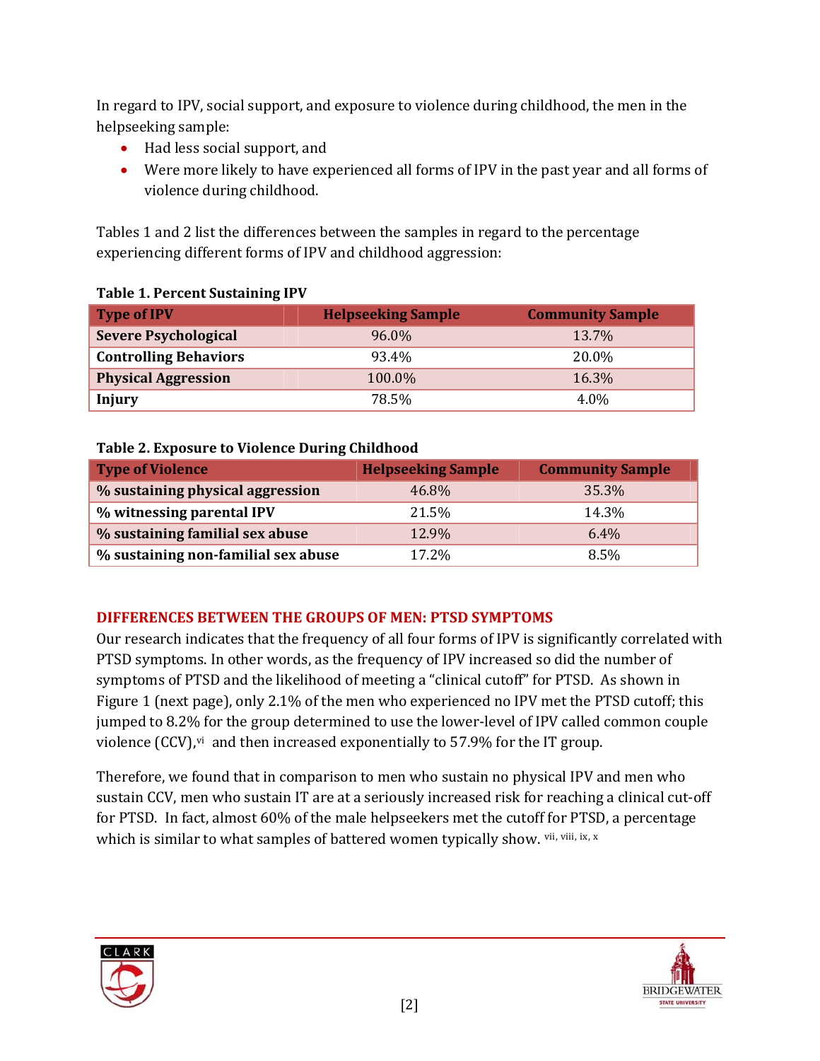In regard to IPV, social support, and exposure to violence during childhood, the men in the helpseeking sample:

- Had less social support, and
- Were more likely to have experienced all forms of IPV in the past year and all forms of violence during childhood.

Tables 1 and 2 list the differences between the samples in regard to the percentage experiencing different forms of IPV and childhood aggression:

**Table 1. Percent Sustaining IPV**

| Type of IPV | Helpseeking Sample | Community Sample |
|---|---|---|
| **Severe Psychological** | 96.0% | 13.7% |
| **Controlling Behaviors** | 93.4% | 20.0% |
| **Physical Aggression** | 100.0% | 16.3% |
| **Injury** | 78.5% | 4.0% |

**Table 2. Exposure to Violence During Childhood**

| Type of Violence | Helpseeking Sample | Community Sample |
|---|---|---|
| **% sustaining physical aggression** | 46.8% | 35.3% |
| **% witnessing parental IPV** | 21.5% | 14.3% |
| **% sustaining familial sex abuse** | 12.9% | 6.4% |
| **% sustaining non-familial sex abuse** | 17.2% | 8.5% |

## DIFFERENCES BETWEEN THE GROUPS OF MEN: PTSD SYMPTOMS

Our research indicates that the frequency of all four forms of IPV is significantly correlated with PTSD symptoms. In other words, as the frequency of IPV increased so did the number of symptoms of PTSD and the likelihood of meeting a "clinical cutoff" for PTSD. As shown in Figure 1 (next page), only 2.1% of the men who experienced no IPV met the PTSD cutoff; this jumped to 8.2% for the group determined to use the lower-level of IPV called common couple violence (CCV),[vi] and then increased exponentially to 57.9% for the IT group.

Therefore, we found that in comparison to men who sustain no physical IPV and men who sustain CCV, men who sustain IT are at a seriously increased risk for reaching a clinical cut-off for PTSD. In fact, almost 60% of the male helpseekers met the cutoff for PTSD, a percentage which is similar to what samples of battered women typically show. [vii, viii, ix, x]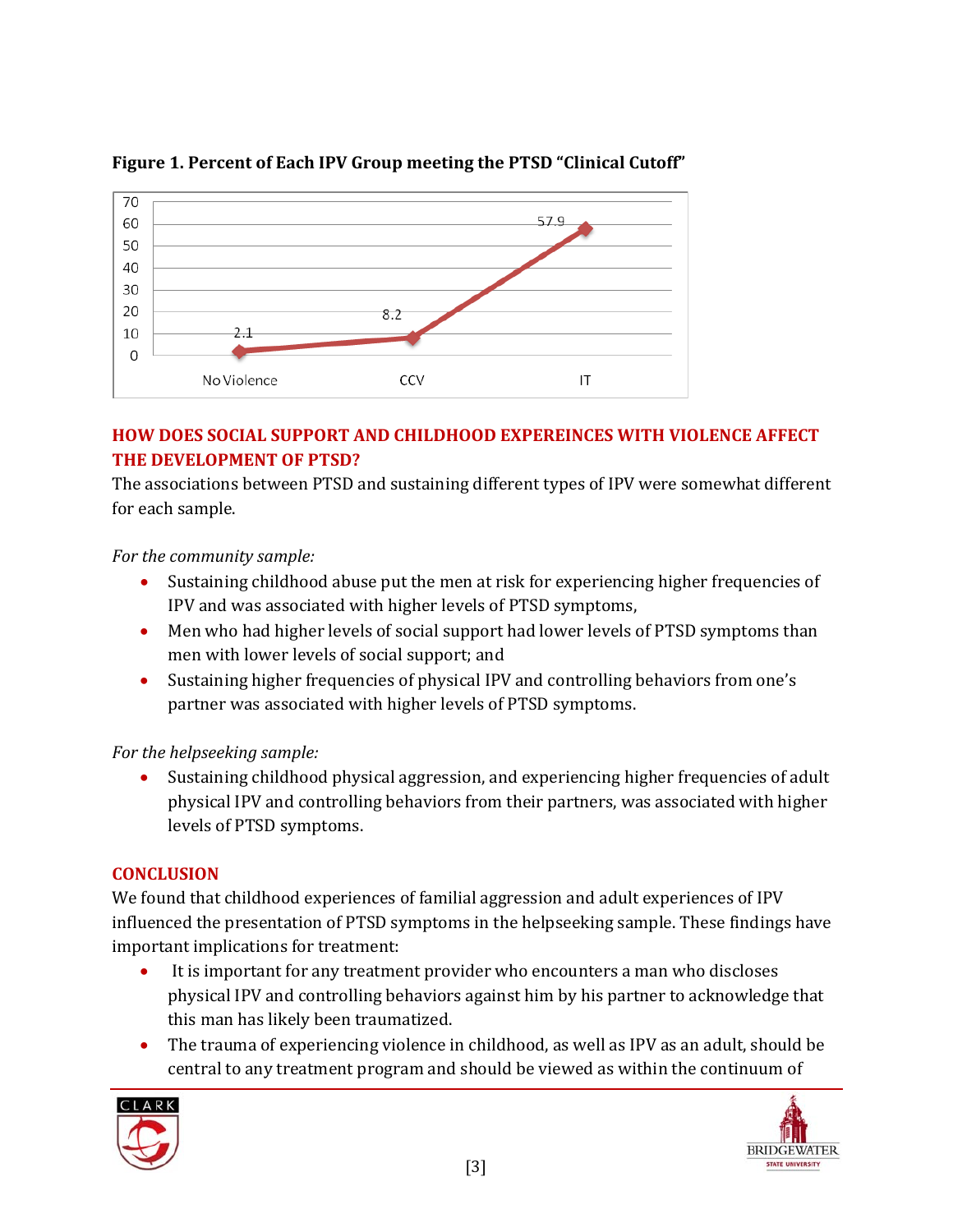**Figure 1. Percent of Each IPV Group meeting the PTSD "Clinical Cutoff"**

| Group | Percent |
|---|---|
| No Violence | 2.1 |
| CCV | 8.2 |
| IT | 57.9 |

## HOW DOES SOCIAL SUPPORT AND CHILDHOOD EXPEREINCES WITH VIOLENCE AFFECT THE DEVELOPMENT OF PTSD?

The associations between PTSD and sustaining different types of IPV were somewhat different for each sample.

*For the community sample:*

- Sustaining childhood abuse put the men at risk for experiencing higher frequencies of IPV and was associated with higher levels of PTSD symptoms,
- Men who had higher levels of social support had lower levels of PTSD symptoms than men with lower levels of social support; and
- Sustaining higher frequencies of physical IPV and controlling behaviors from one's partner was associated with higher levels of PTSD symptoms.

*For the helpseeking sample:*

- Sustaining childhood physical aggression, and experiencing higher frequencies of adult physical IPV and controlling behaviors from their partners, was associated with higher levels of PTSD symptoms.

## CONCLUSION

We found that childhood experiences of familial aggression and adult experiences of IPV influenced the presentation of PTSD symptoms in the helpseeking sample. These findings have important implications for treatment:

- It is important for any treatment provider who encounters a man who discloses physical IPV and controlling behaviors against him by his partner to acknowledge that this man has likely been traumatized.
- The trauma of experiencing violence in childhood, as well as IPV as an adult, should be central to any treatment program and should be viewed as within the continuum of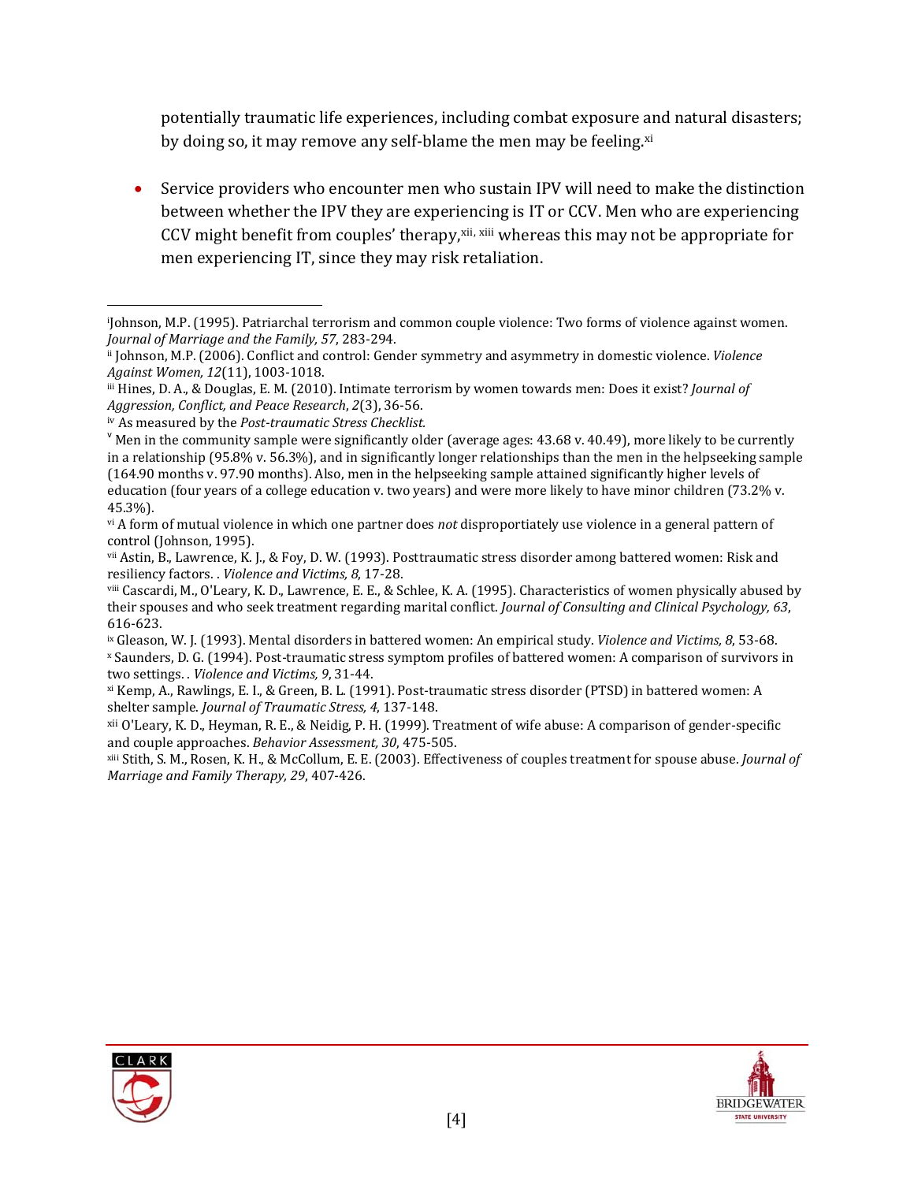potentially traumatic life experiences, including combat exposure and natural disasters; by doing so, it may remove any self-blame the men may be feeling.[xi]

- Service providers who encounter men who sustain IPV will need to make the distinction between whether the IPV they are experiencing is IT or CCV. Men who are experiencing CCV might benefit from couples' therapy,[xii, xiii] whereas this may not be appropriate for men experiencing IT, since they may risk retaliation.

---

[i] Johnson, M.P. (1995). Patriarchal terrorism and common couple violence: Two forms of violence against women. *Journal of Marriage and the Family, 57*, 283-294.

[ii] Johnson, M.P. (2006). Conflict and control: Gender symmetry and asymmetry in domestic violence. *Violence Against Women, 12*(11), 1003-1018.

[iii] Hines, D. A., & Douglas, E. M. (2010). Intimate terrorism by women towards men: Does it exist? *Journal of Aggression, Conflict, and Peace Research*, *2*(3), 36-56.

[iv] As measured by the *Post-traumatic Stress Checklist.*

[v] Men in the community sample were significantly older (average ages: 43.68 v. 40.49), more likely to be currently in a relationship (95.8% v. 56.3%), and in significantly longer relationships than the men in the helpseeking sample (164.90 months v. 97.90 months). Also, men in the helpseeking sample attained significantly higher levels of education (four years of a college education v. two years) and were more likely to have minor children (73.2% v. 45.3%).

[vi] A form of mutual violence in which one partner does *not* disproportiately use violence in a general pattern of control (Johnson, 1995).

[vii] Astin, B., Lawrence, K. J., & Foy, D. W. (1993). Posttraumatic stress disorder among battered women: Risk and resiliency factors. . *Violence and Victims, 8*, 17-28.

[viii] Cascardi, M., O'Leary, K. D., Lawrence, E. E., & Schlee, K. A. (1995). Characteristics of women physically abused by their spouses and who seek treatment regarding marital conflict. *Journal of Consulting and Clinical Psychology, 63*, 616-623.

[ix] Gleason, W. J. (1993). Mental disorders in battered women: An empirical study. *Violence and Victims, 8*, 53-68.

[x] Saunders, D. G. (1994). Post-traumatic stress symptom profiles of battered women: A comparison of survivors in two settings. . *Violence and Victims, 9*, 31-44.

[xi] Kemp, A., Rawlings, E. I., & Green, B. L. (1991). Post-traumatic stress disorder (PTSD) in battered women: A shelter sample. *Journal of Traumatic Stress, 4*, 137-148.

[xii] O'Leary, K. D., Heyman, R. E., & Neidig, P. H. (1999). Treatment of wife abuse: A comparison of gender-specific and couple approaches. *Behavior Assessment, 30*, 475-505.

[xiii] Stith, S. M., Rosen, K. H., & McCollum, E. E. (2003). Effectiveness of couples treatment for spouse abuse. *Journal of Marriage and Family Therapy, 29*, 407-426.